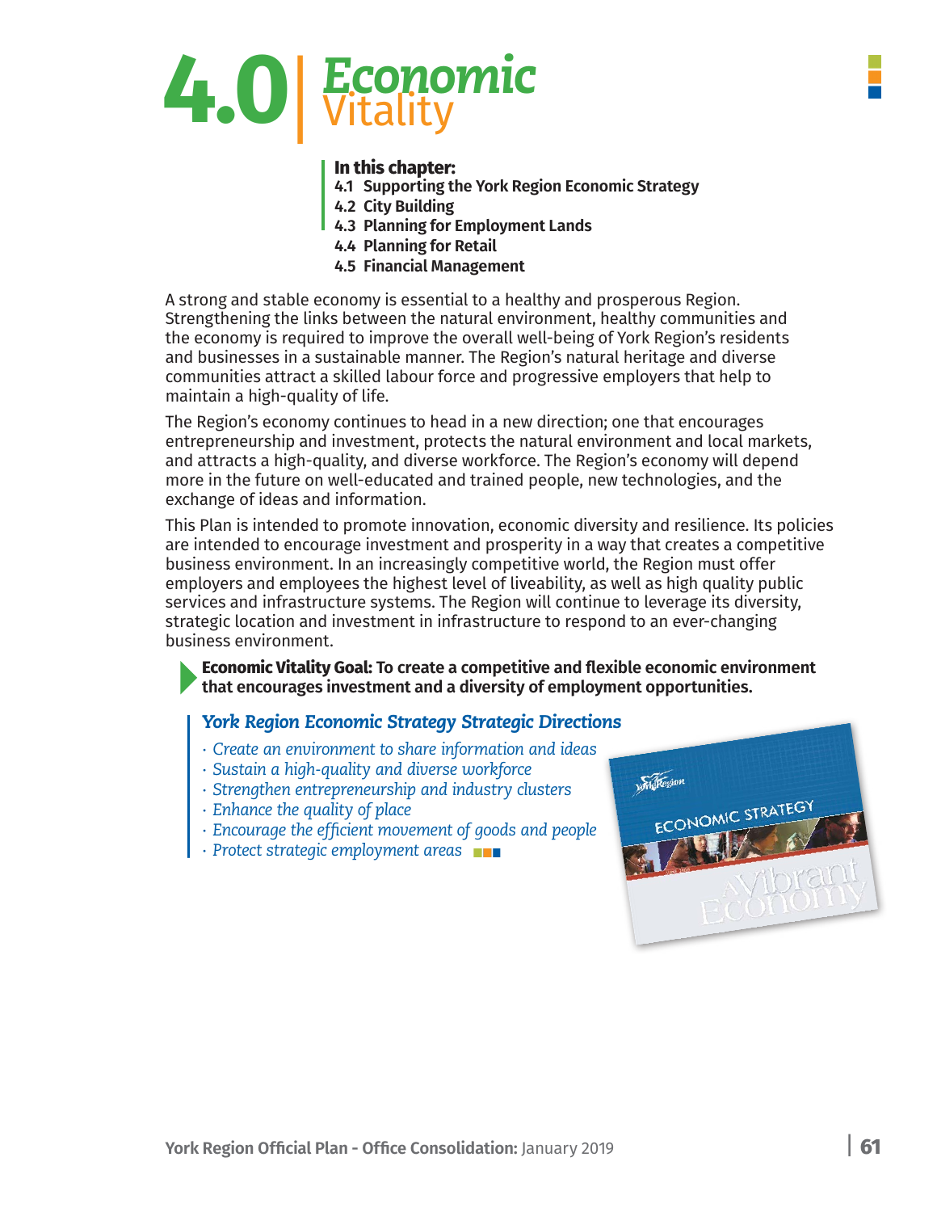# 4.0 Economic Vitality

**In this chapter:**
**4.1 Supporting the York Region Economic Strategy**
**4.2 City Building**
**4.3 Planning for Employment Lands**
**4.4 Planning for Retail**
**4.5 Financial Management**

A strong and stable economy is essential to a healthy and prosperous Region. Strengthening the links between the natural environment, healthy communities and the economy is required to improve the overall well-being of York Region's residents and businesses in a sustainable manner. The Region's natural heritage and diverse communities attract a skilled labour force and progressive employers that help to maintain a high-quality of life.

The Region's economy continues to head in a new direction; one that encourages entrepreneurship and investment, protects the natural environment and local markets, and attracts a high-quality, and diverse workforce. The Region's economy will depend more in the future on well-educated and trained people, new technologies, and the exchange of ideas and information.

This Plan is intended to promote innovation, economic diversity and resilience. Its policies are intended to encourage investment and prosperity in a way that creates a competitive business environment. In an increasingly competitive world, the Region must offer employers and employees the highest level of liveability, as well as high quality public services and infrastructure systems. The Region will continue to leverage its diversity, strategic location and investment in infrastructure to respond to an ever-changing business environment.

**Economic Vitality Goal: To create a competitive and flexible economic environment that encourages investment and a diversity of employment opportunities.**

***York Region Economic Strategy Strategic Directions***

- *Create an environment to share information and ideas*
- *Sustain a high-quality and diverse workforce*
- *Strengthen entrepreneurship and industry clusters*
- *Enhance the quality of place*
- *Encourage the efficient movement of goods and people*
- *Protect strategic employment areas*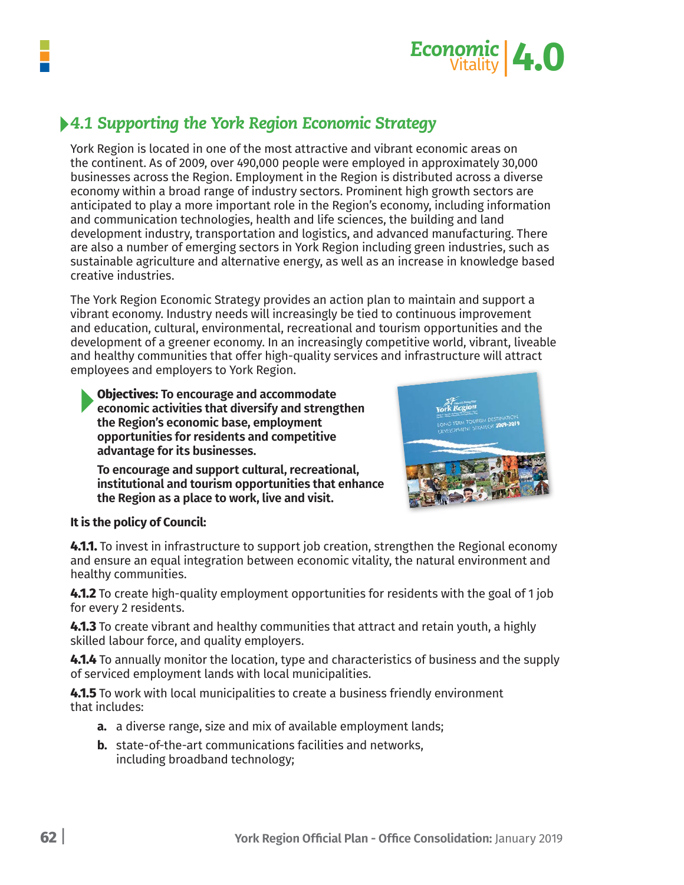## 4.1 Supporting the York Region Economic Strategy

York Region is located in one of the most attractive and vibrant economic areas on the continent. As of 2009, over 490,000 people were employed in approximately 30,000 businesses across the Region. Employment in the Region is distributed across a diverse economy within a broad range of industry sectors. Prominent high growth sectors are anticipated to play a more important role in the Region's economy, including information and communication technologies, health and life sciences, the building and land development industry, transportation and logistics, and advanced manufacturing. There are also a number of emerging sectors in York Region including green industries, such as sustainable agriculture and alternative energy, as well as an increase in knowledge based creative industries.

The York Region Economic Strategy provides an action plan to maintain and support a vibrant economy. Industry needs will increasingly be tied to continuous improvement and education, cultural, environmental, recreational and tourism opportunities and the development of a greener economy. In an increasingly competitive world, vibrant, liveable and healthy communities that offer high-quality services and infrastructure will attract employees and employers to York Region.

**Objectives: To encourage and accommodate economic activities that diversify and strengthen the Region's economic base, employment opportunities for residents and competitive advantage for its businesses.**

**To encourage and support cultural, recreational, institutional and tourism opportunities that enhance the Region as a place to work, live and visit.**

**It is the policy of Council:**

**4.1.1.** To invest in infrastructure to support job creation, strengthen the Regional economy and ensure an equal integration between economic vitality, the natural environment and healthy communities.

**4.1.2** To create high-quality employment opportunities for residents with the goal of 1 job for every 2 residents.

**4.1.3** To create vibrant and healthy communities that attract and retain youth, a highly skilled labour force, and quality employers.

**4.1.4** To annually monitor the location, type and characteristics of business and the supply of serviced employment lands with local municipalities.

**4.1.5** To work with local municipalities to create a business friendly environment that includes:

- **a.** a diverse range, size and mix of available employment lands;
- **b.** state-of-the-art communications facilities and networks, including broadband technology;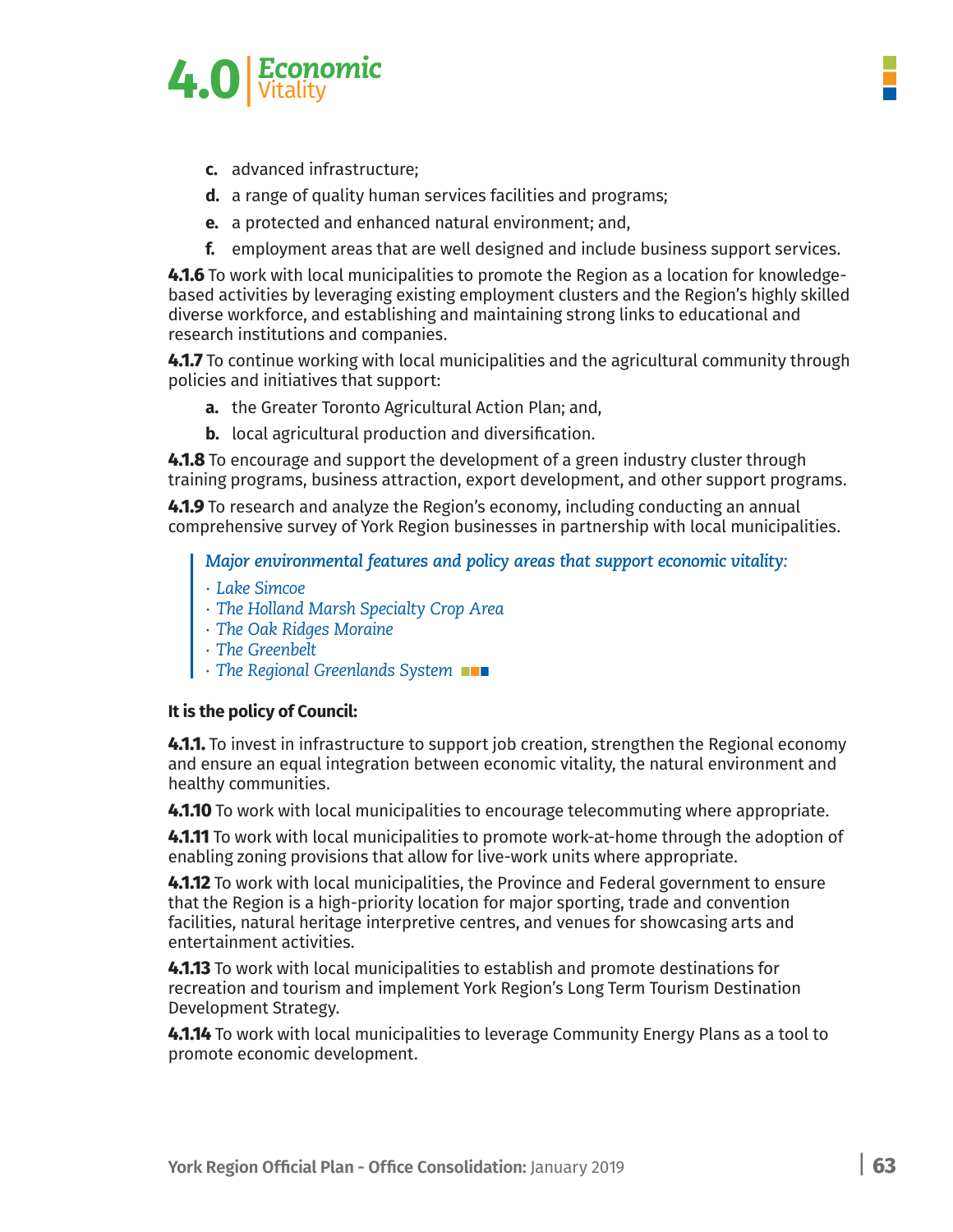c. advanced infrastructure;

d. a range of quality human services facilities and programs;

e. a protected and enhanced natural environment; and,

f. employment areas that are well designed and include business support services.

**4.1.6** To work with local municipalities to promote the Region as a location for knowledge-based activities by leveraging existing employment clusters and the Region's highly skilled diverse workforce, and establishing and maintaining strong links to educational and research institutions and companies.

**4.1.7** To continue working with local municipalities and the agricultural community through policies and initiatives that support:

a. the Greater Toronto Agricultural Action Plan; and,

b. local agricultural production and diversification.

**4.1.8** To encourage and support the development of a green industry cluster through training programs, business attraction, export development, and other support programs.

**4.1.9** To research and analyze the Region's economy, including conducting an annual comprehensive survey of York Region businesses in partnership with local municipalities.

> *Major environmental features and policy areas that support economic vitality:*
>
> · *Lake Simcoe*
> · *The Holland Marsh Specialty Crop Area*
> · *The Oak Ridges Moraine*
> · *The Greenbelt*
> · *The Regional Greenlands System*

**It is the policy of Council:**

**4.1.1.** To invest in infrastructure to support job creation, strengthen the Regional economy and ensure an equal integration between economic vitality, the natural environment and healthy communities.

**4.1.10** To work with local municipalities to encourage telecommuting where appropriate.

**4.1.11** To work with local municipalities to promote work-at-home through the adoption of enabling zoning provisions that allow for live-work units where appropriate.

**4.1.12** To work with local municipalities, the Province and Federal government to ensure that the Region is a high-priority location for major sporting, trade and convention facilities, natural heritage interpretive centres, and venues for showcasing arts and entertainment activities.

**4.1.13** To work with local municipalities to establish and promote destinations for recreation and tourism and implement York Region's Long Term Tourism Destination Development Strategy.

**4.1.14** To work with local municipalities to leverage Community Energy Plans as a tool to promote economic development.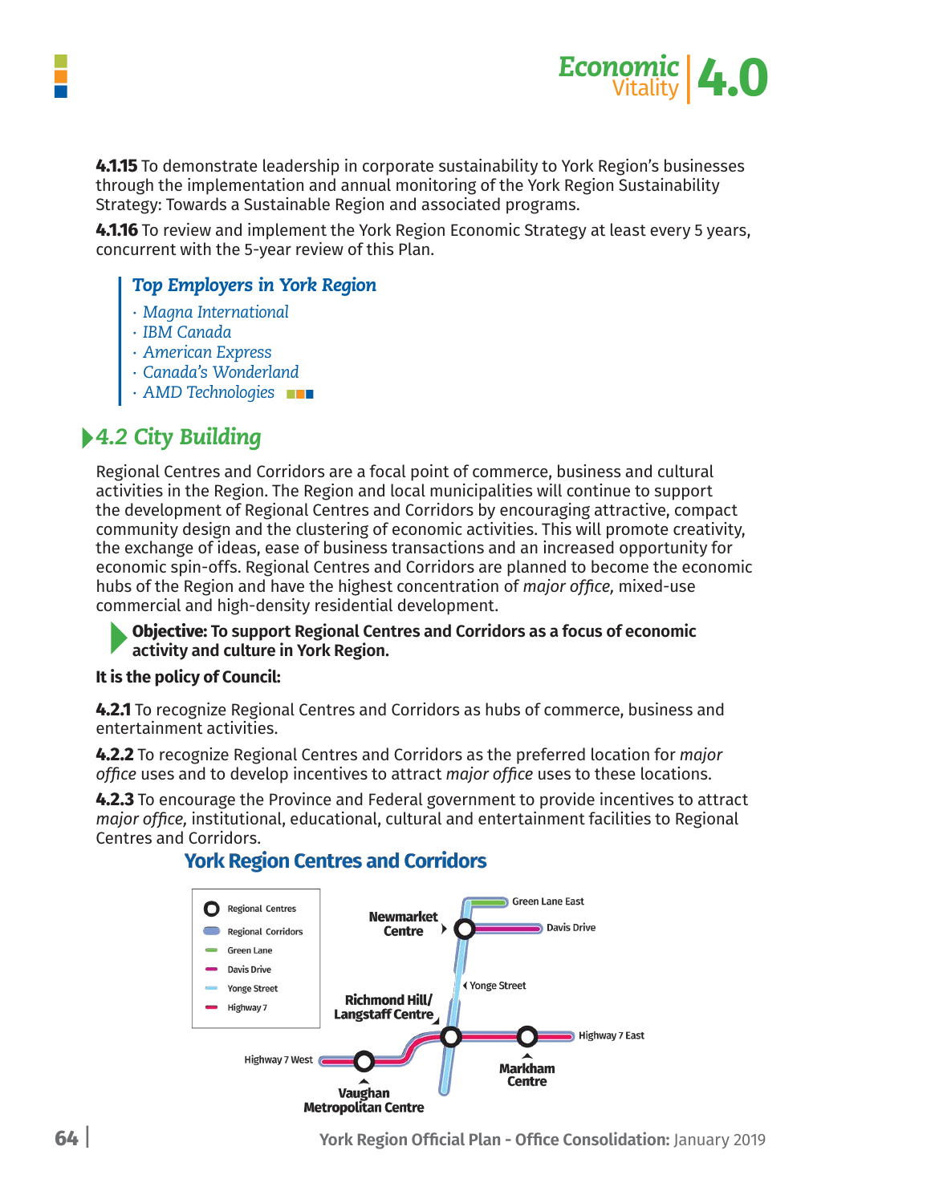**4.1.15** To demonstrate leadership in corporate sustainability to York Region's businesses through the implementation and annual monitoring of the York Region Sustainability Strategy: Towards a Sustainable Region and associated programs.

**4.1.16** To review and implement the York Region Economic Strategy at least every 5 years, concurrent with the 5-year review of this Plan.

> ***Top Employers in York Region***
>
> - *Magna International*
> - *IBM Canada*
> - *American Express*
> - *Canada's Wonderland*
> - *AMD Technologies*

## 4.2 City Building

Regional Centres and Corridors are a focal point of commerce, business and cultural activities in the Region. The Region and local municipalities will continue to support the development of Regional Centres and Corridors by encouraging attractive, compact community design and the clustering of economic activities. This will promote creativity, the exchange of ideas, ease of business transactions and an increased opportunity for economic spin-offs. Regional Centres and Corridors are planned to become the economic hubs of the Region and have the highest concentration of *major office,* mixed-use commercial and high-density residential development.

**Objective: To support Regional Centres and Corridors as a focus of economic activity and culture in York Region.**

**It is the policy of Council:**

**4.2.1** To recognize Regional Centres and Corridors as hubs of commerce, business and entertainment activities.

**4.2.2** To recognize Regional Centres and Corridors as the preferred location for *major office* uses and to develop incentives to attract *major office* uses to these locations.

**4.2.3** To encourage the Province and Federal government to provide incentives to attract *major office,* institutional, educational, cultural and entertainment facilities to Regional Centres and Corridors.

### York Region Centres and Corridors

Regional Centres
Regional Corridors
Green Lane
Davis Drive
Yonge Street
Highway 7

Green Lane East
Newmarket Centre
Davis Drive
Yonge Street
Richmond Hill/ Langstaff Centre
Highway 7 East
Highway 7 West
Markham Centre
Vaughan Metropolitan Centre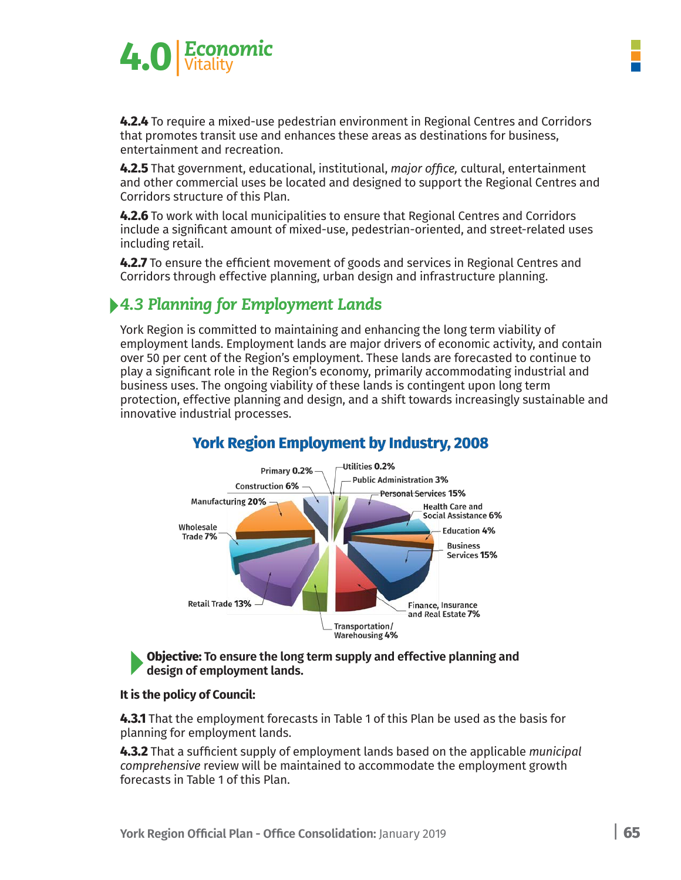**4.2.4** To require a mixed-use pedestrian environment in Regional Centres and Corridors that promotes transit use and enhances these areas as destinations for business, entertainment and recreation.

**4.2.5** That government, educational, institutional, *major office,* cultural, entertainment and other commercial uses be located and designed to support the Regional Centres and Corridors structure of this Plan.

**4.2.6** To work with local municipalities to ensure that Regional Centres and Corridors include a significant amount of mixed-use, pedestrian-oriented, and street-related uses including retail.

**4.2.7** To ensure the efficient movement of goods and services in Regional Centres and Corridors through effective planning, urban design and infrastructure planning.

## 4.3 Planning for Employment Lands

York Region is committed to maintaining and enhancing the long term viability of employment lands. Employment lands are major drivers of economic activity, and contain over 50 per cent of the Region's employment. These lands are forecasted to continue to play a significant role in the Region's economy, primarily accommodating industrial and business uses. The ongoing viability of these lands is contingent upon long term protection, effective planning and design, and a shift towards increasingly sustainable and innovative industrial processes.

**York Region Employment by Industry, 2008**

- Primary 0.2%
- Utilities 0.2%
- Public Administration 3%
- Personal Services 15%
- Health Care and Social Assistance 6%
- Education 4%
- Business Services 15%
- Finance, Insurance and Real Estate 7%
- Transportation/Warehousing 4%
- Retail Trade 13%
- Wholesale Trade 7%
- Manufacturing 20%
- Construction 6%

**Objective: To ensure the long term supply and effective planning and design of employment lands.**

**It is the policy of Council:**

**4.3.1** That the employment forecasts in Table 1 of this Plan be used as the basis for planning for employment lands.

**4.3.2** That a sufficient supply of employment lands based on the applicable *municipal comprehensive* review will be maintained to accommodate the employment growth forecasts in Table 1 of this Plan.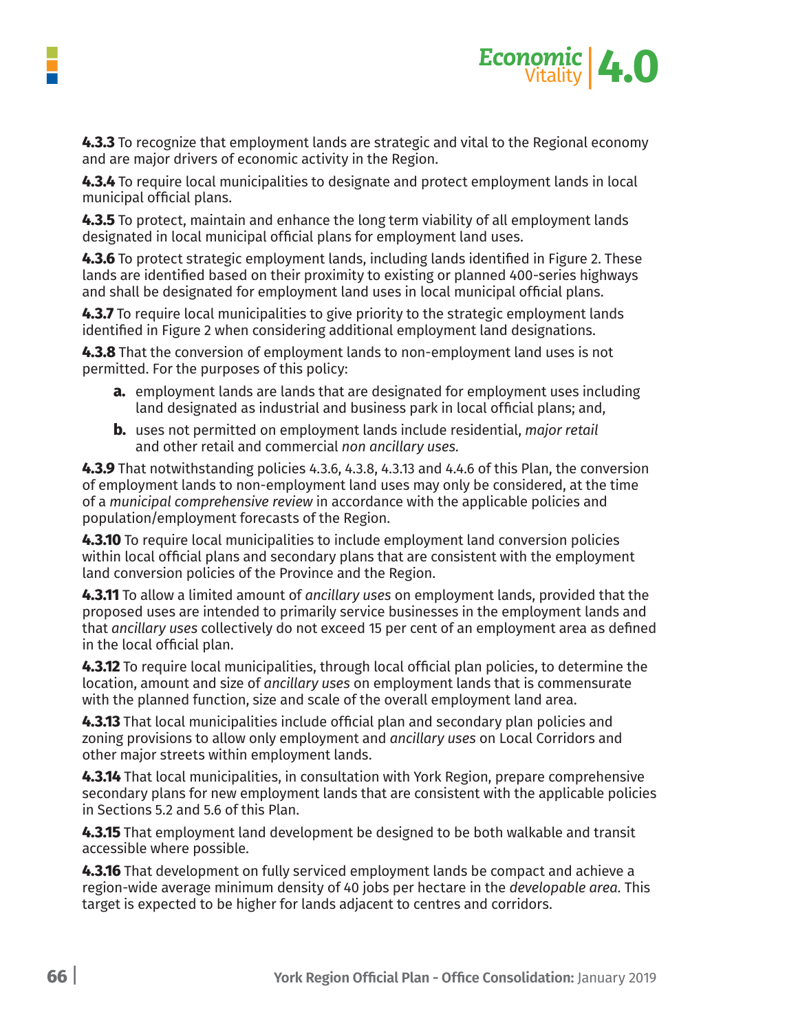**4.3.3** To recognize that employment lands are strategic and vital to the Regional economy and are major drivers of economic activity in the Region.

**4.3.4** To require local municipalities to designate and protect employment lands in local municipal official plans.

**4.3.5** To protect, maintain and enhance the long term viability of all employment lands designated in local municipal official plans for employment land uses.

**4.3.6** To protect strategic employment lands, including lands identified in Figure 2. These lands are identified based on their proximity to existing or planned 400-series highways and shall be designated for employment land uses in local municipal official plans.

**4.3.7** To require local municipalities to give priority to the strategic employment lands identified in Figure 2 when considering additional employment land designations.

**4.3.8** That the conversion of employment lands to non-employment land uses is not permitted. For the purposes of this policy:

- **a.** employment lands are lands that are designated for employment uses including land designated as industrial and business park in local official plans; and,
- **b.** uses not permitted on employment lands include residential, *major retail* and other retail and commercial *non ancillary uses.*

**4.3.9** That notwithstanding policies 4.3.6, 4.3.8, 4.3.13 and 4.4.6 of this Plan, the conversion of employment lands to non-employment land uses may only be considered, at the time of a *municipal comprehensive review* in accordance with the applicable policies and population/employment forecasts of the Region.

**4.3.10** To require local municipalities to include employment land conversion policies within local official plans and secondary plans that are consistent with the employment land conversion policies of the Province and the Region.

**4.3.11** To allow a limited amount of *ancillary uses* on employment lands, provided that the proposed uses are intended to primarily service businesses in the employment lands and that *ancillary uses* collectively do not exceed 15 per cent of an employment area as defined in the local official plan.

**4.3.12** To require local municipalities, through local official plan policies, to determine the location, amount and size of *ancillary uses* on employment lands that is commensurate with the planned function, size and scale of the overall employment land area.

**4.3.13** That local municipalities include official plan and secondary plan policies and zoning provisions to allow only employment and *ancillary uses* on Local Corridors and other major streets within employment lands.

**4.3.14** That local municipalities, in consultation with York Region, prepare comprehensive secondary plans for new employment lands that are consistent with the applicable policies in Sections 5.2 and 5.6 of this Plan.

**4.3.15** That employment land development be designed to be both walkable and transit accessible where possible.

**4.3.16** That development on fully serviced employment lands be compact and achieve a region-wide average minimum density of 40 jobs per hectare in the *developable area*. This target is expected to be higher for lands adjacent to centres and corridors.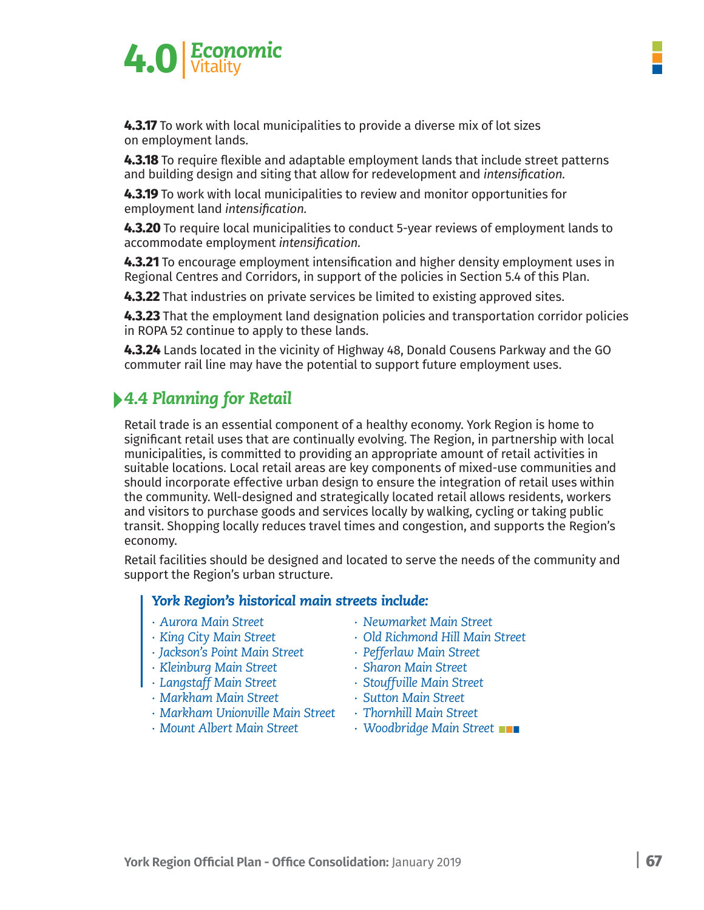**4.3.17** To work with local municipalities to provide a diverse mix of lot sizes on employment lands.

**4.3.18** To require flexible and adaptable employment lands that include street patterns and building design and siting that allow for redevelopment and *intensification.*

**4.3.19** To work with local municipalities to review and monitor opportunities for employment land *intensification.*

**4.3.20** To require local municipalities to conduct 5-year reviews of employment lands to accommodate employment *intensification.*

**4.3.21** To encourage employment intensification and higher density employment uses in Regional Centres and Corridors, in support of the policies in Section 5.4 of this Plan.

**4.3.22** That industries on private services be limited to existing approved sites.

**4.3.23** That the employment land designation policies and transportation corridor policies in ROPA 52 continue to apply to these lands.

**4.3.24** Lands located in the vicinity of Highway 48, Donald Cousens Parkway and the GO commuter rail line may have the potential to support future employment uses.

## 4.4 Planning for Retail

Retail trade is an essential component of a healthy economy. York Region is home to significant retail uses that are continually evolving. The Region, in partnership with local municipalities, is committed to providing an appropriate amount of retail activities in suitable locations. Local retail areas are key components of mixed-use communities and should incorporate effective urban design to ensure the integration of retail uses within the community. Well-designed and strategically located retail allows residents, workers and visitors to purchase goods and services locally by walking, cycling or taking public transit. Shopping locally reduces travel times and congestion, and supports the Region's economy.

Retail facilities should be designed and located to serve the needs of the community and support the Region's urban structure.

***York Region's historical main streets include:***

- *Aurora Main Street*
- *King City Main Street*
- *Jackson's Point Main Street*
- *Kleinburg Main Street*
- *Langstaff Main Street*
- *Markham Main Street*
- *Markham Unionville Main Street*
- *Mount Albert Main Street*
- *Newmarket Main Street*
- *Old Richmond Hill Main Street*
- *Pefferlaw Main Street*
- *Sharon Main Street*
- *Stouffville Main Street*
- *Sutton Main Street*
- *Thornhill Main Street*
- *Woodbridge Main Street*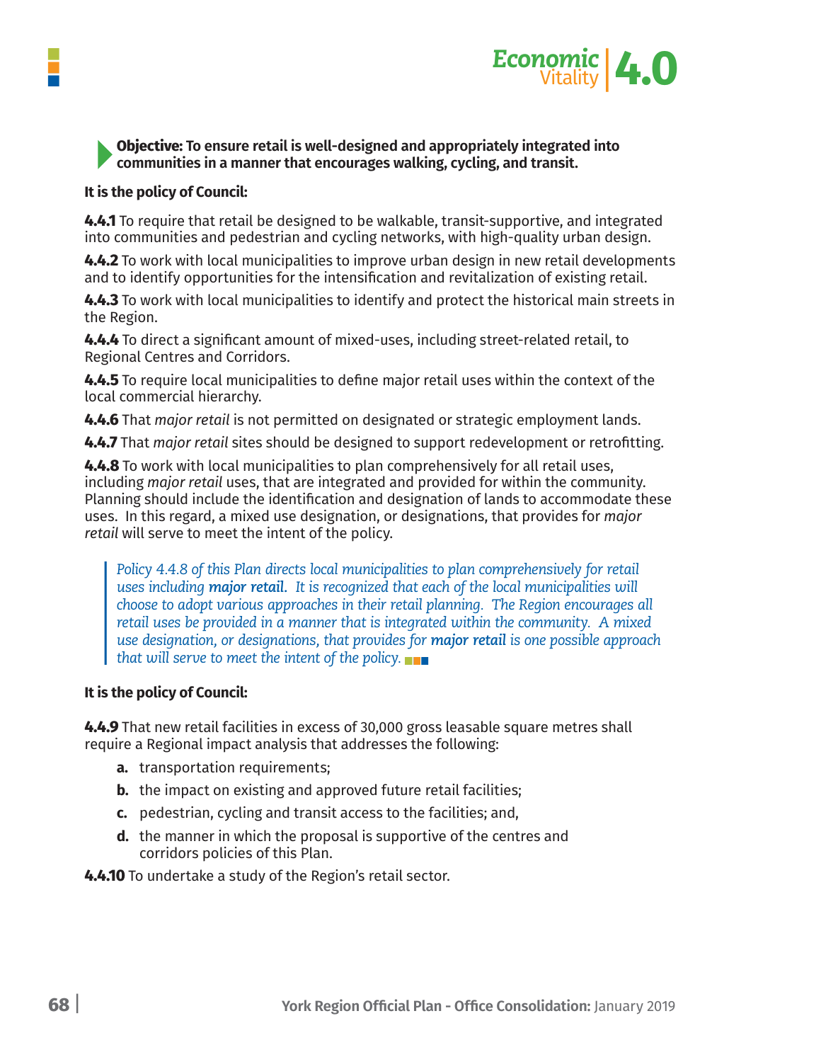**Objective: To ensure retail is well-designed and appropriately integrated into communities in a manner that encourages walking, cycling, and transit.**

**It is the policy of Council:**

**4.4.1** To require that retail be designed to be walkable, transit-supportive, and integrated into communities and pedestrian and cycling networks, with high-quality urban design.

**4.4.2** To work with local municipalities to improve urban design in new retail developments and to identify opportunities for the intensification and revitalization of existing retail.

**4.4.3** To work with local municipalities to identify and protect the historical main streets in the Region.

**4.4.4** To direct a significant amount of mixed-uses, including street-related retail, to Regional Centres and Corridors.

**4.4.5** To require local municipalities to define major retail uses within the context of the local commercial hierarchy.

**4.4.6** That *major retail* is not permitted on designated or strategic employment lands.

**4.4.7** That *major retail* sites should be designed to support redevelopment or retrofitting.

**4.4.8** To work with local municipalities to plan comprehensively for all retail uses, including *major retail* uses, that are integrated and provided for within the community. Planning should include the identification and designation of lands to accommodate these uses. In this regard, a mixed use designation, or designations, that provides for *major retail* will serve to meet the intent of the policy.

> *Policy 4.4.8 of this Plan directs local municipalities to plan comprehensively for retail uses including **major retail**. It is recognized that each of the local municipalities will choose to adopt various approaches in their retail planning. The Region encourages all retail uses be provided in a manner that is integrated within the community. A mixed use designation, or designations, that provides for **major retail** is one possible approach that will serve to meet the intent of the policy.*

**It is the policy of Council:**

**4.4.9** That new retail facilities in excess of 30,000 gross leasable square metres shall require a Regional impact analysis that addresses the following:

- **a.** transportation requirements;
- **b.** the impact on existing and approved future retail facilities;
- **c.** pedestrian, cycling and transit access to the facilities; and,
- **d.** the manner in which the proposal is supportive of the centres and corridors policies of this Plan.

**4.4.10** To undertake a study of the Region's retail sector.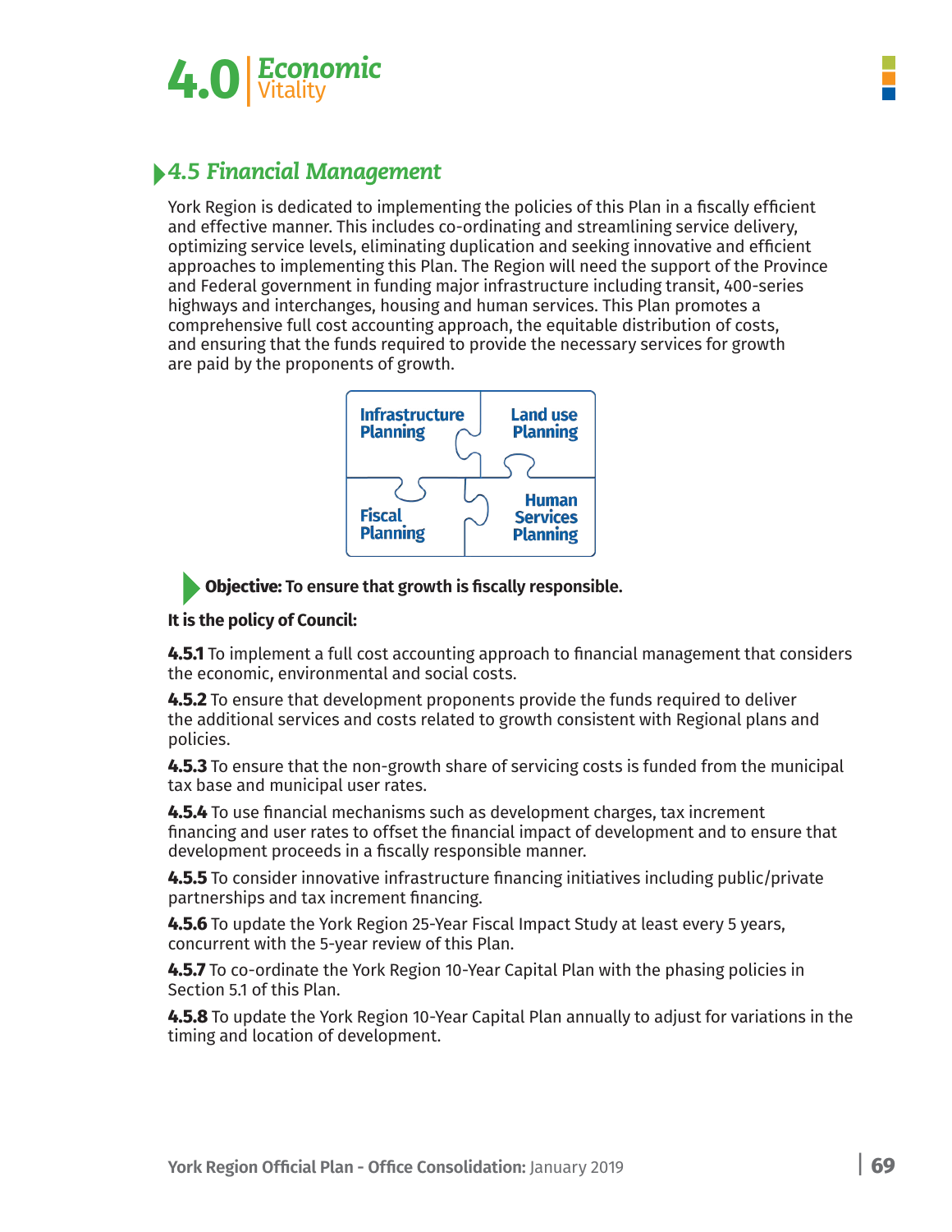## 4.5 Financial Management

York Region is dedicated to implementing the policies of this Plan in a fiscally efficient and effective manner. This includes co-ordinating and streamlining service delivery, optimizing service levels, eliminating duplication and seeking innovative and efficient approaches to implementing this Plan. The Region will need the support of the Province and Federal government in funding major infrastructure including transit, 400-series highways and interchanges, housing and human services. This Plan promotes a comprehensive full cost accounting approach, the equitable distribution of costs, and ensuring that the funds required to provide the necessary services for growth are paid by the proponents of growth.

Infrastructure Planning | Land use Planning | Fiscal Planning | Human Services Planning

**Objective: To ensure that growth is fiscally responsible.**

**It is the policy of Council:**

**4.5.1** To implement a full cost accounting approach to financial management that considers the economic, environmental and social costs.

**4.5.2** To ensure that development proponents provide the funds required to deliver the additional services and costs related to growth consistent with Regional plans and policies.

**4.5.3** To ensure that the non-growth share of servicing costs is funded from the municipal tax base and municipal user rates.

**4.5.4** To use financial mechanisms such as development charges, tax increment financing and user rates to offset the financial impact of development and to ensure that development proceeds in a fiscally responsible manner.

**4.5.5** To consider innovative infrastructure financing initiatives including public/private partnerships and tax increment financing.

**4.5.6** To update the York Region 25-Year Fiscal Impact Study at least every 5 years, concurrent with the 5-year review of this Plan.

**4.5.7** To co-ordinate the York Region 10-Year Capital Plan with the phasing policies in Section 5.1 of this Plan.

**4.5.8** To update the York Region 10-Year Capital Plan annually to adjust for variations in the timing and location of development.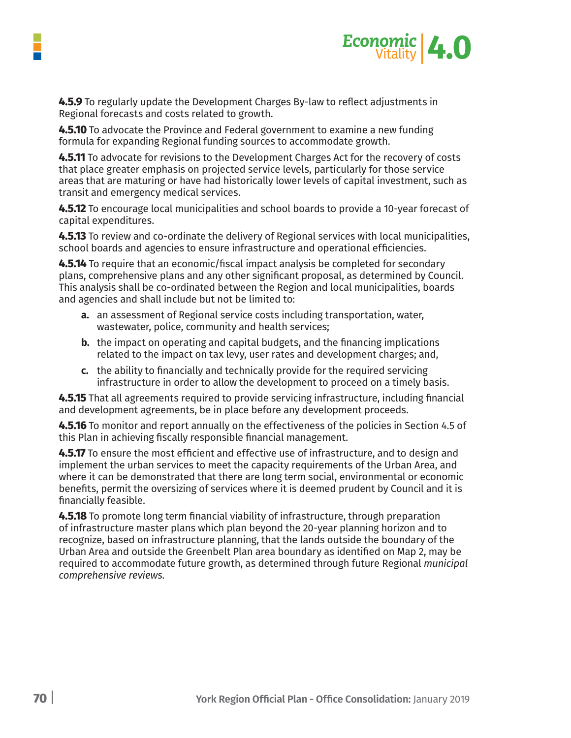**4.5.9** To regularly update the Development Charges By-law to reflect adjustments in Regional forecasts and costs related to growth.

**4.5.10** To advocate the Province and Federal government to examine a new funding formula for expanding Regional funding sources to accommodate growth.

**4.5.11** To advocate for revisions to the Development Charges Act for the recovery of costs that place greater emphasis on projected service levels, particularly for those service areas that are maturing or have had historically lower levels of capital investment, such as transit and emergency medical services.

**4.5.12** To encourage local municipalities and school boards to provide a 10-year forecast of capital expenditures.

**4.5.13** To review and co-ordinate the delivery of Regional services with local municipalities, school boards and agencies to ensure infrastructure and operational efficiencies.

**4.5.14** To require that an economic/fiscal impact analysis be completed for secondary plans, comprehensive plans and any other significant proposal, as determined by Council. This analysis shall be co-ordinated between the Region and local municipalities, boards and agencies and shall include but not be limited to:

- **a.** an assessment of Regional service costs including transportation, water, wastewater, police, community and health services;
- **b.** the impact on operating and capital budgets, and the financing implications related to the impact on tax levy, user rates and development charges; and,
- **c.** the ability to financially and technically provide for the required servicing infrastructure in order to allow the development to proceed on a timely basis.

**4.5.15** That all agreements required to provide servicing infrastructure, including financial and development agreements, be in place before any development proceeds.

**4.5.16** To monitor and report annually on the effectiveness of the policies in Section 4.5 of this Plan in achieving fiscally responsible financial management.

**4.5.17** To ensure the most efficient and effective use of infrastructure, and to design and implement the urban services to meet the capacity requirements of the Urban Area, and where it can be demonstrated that there are long term social, environmental or economic benefits, permit the oversizing of services where it is deemed prudent by Council and it is financially feasible.

**4.5.18** To promote long term financial viability of infrastructure, through preparation of infrastructure master plans which plan beyond the 20-year planning horizon and to recognize, based on infrastructure planning, that the lands outside the boundary of the Urban Area and outside the Greenbelt Plan area boundary as identified on Map 2, may be required to accommodate future growth, as determined through future Regional *municipal comprehensive reviews.*